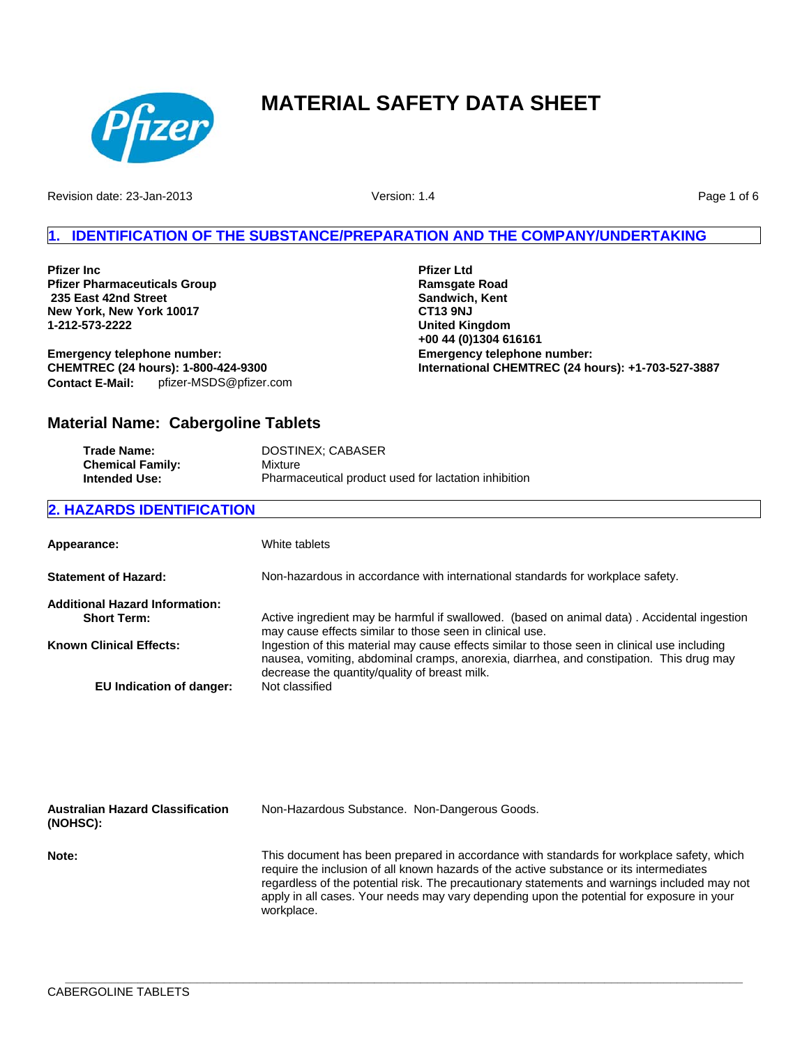# MATERIAL SAFETY DATA SHEET

Revision date: 23-Jan-2013 | Version: 1.4

## 1. IDENTIFICATION OF THE SUBSTANCE/PREPARATION AND THE COMPANY/UNDERTAKING

**Pfizer Inc**
**Pfizer Pharmaceuticals Group**
**235 East 42nd Street**
**New York, New York 10017**
**1-212-573-2222**

**Emergency telephone number:**
**CHEMTREC (24 hours): 1-800-424-9300**
**Contact E-Mail:** pfizer-MSDS@pfizer.com

**Pfizer Ltd**
**Ramsgate Road**
**Sandwich, Kent**
**CT13 9NJ**
**United Kingdom**
**+00 44 (0)1304 616161**
**Emergency telephone number:**
**International CHEMTREC (24 hours): +1-703-527-3887**

### Material Name: Cabergoline Tablets

**Trade Name:** DOSTINEX; CABASER
**Chemical Family:** Mixture
**Intended Use:** Pharmaceutical product used for lactation inhibition

## 2. HAZARDS IDENTIFICATION

**Appearance:** White tablets

**Statement of Hazard:** Non-hazardous in accordance with international standards for workplace safety.

**Additional Hazard Information:**
**Short Term:** Active ingredient may be harmful if swallowed. (based on animal data) . Accidental ingestion may cause effects similar to those seen in clinical use.
**Known Clinical Effects:** Ingestion of this material may cause effects similar to those seen in clinical use including nausea, vomiting, abdominal cramps, anorexia, diarrhea, and constipation. This drug may decrease the quantity/quality of breast milk.
**EU Indication of danger:** Not classified

**Australian Hazard Classification (NOHSC):** Non-Hazardous Substance. Non-Dangerous Goods.

**Note:** This document has been prepared in accordance with standards for workplace safety, which require the inclusion of all known hazards of the active substance or its intermediates regardless of the potential risk. The precautionary statements and warnings included may not apply in all cases. Your needs may vary depending upon the potential for exposure in your workplace.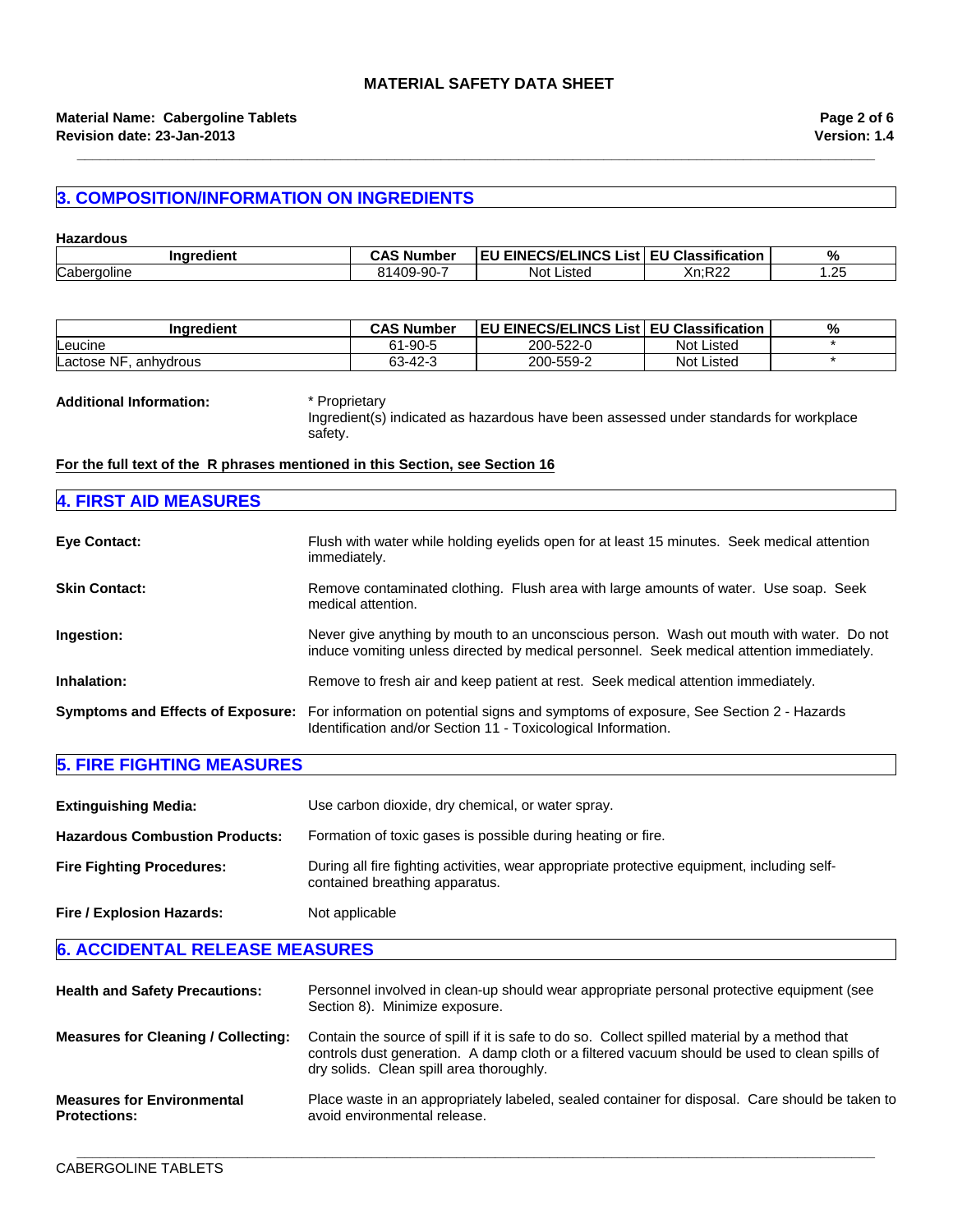## 3. COMPOSITION/INFORMATION ON INGREDIENTS

**Hazardous**

| Ingredient | CAS Number | EU EINECS/ELINCS List | EU Classification | % |
|---|---|---|---|---|
| Cabergoline | 81409-90-7 | Not Listed | Xn;R22 | 1.25 |

| Ingredient | CAS Number | EU EINECS/ELINCS List | EU Classification | % |
|---|---|---|---|---|
| Leucine | 61-90-5 | 200-522-0 | Not Listed | * |
| Lactose NF, anhydrous | 63-42-3 | 200-559-2 | Not Listed | * |

**Additional Information:** * Proprietary
Ingredient(s) indicated as hazardous have been assessed under standards for workplace safety.

**For the full text of the R phrases mentioned in this Section, see Section 16**

## 4. FIRST AID MEASURES

**Eye Contact:** Flush with water while holding eyelids open for at least 15 minutes. Seek medical attention immediately.

**Skin Contact:** Remove contaminated clothing. Flush area with large amounts of water. Use soap. Seek medical attention.

**Ingestion:** Never give anything by mouth to an unconscious person. Wash out mouth with water. Do not induce vomiting unless directed by medical personnel. Seek medical attention immediately.

**Inhalation:** Remove to fresh air and keep patient at rest. Seek medical attention immediately.

**Symptoms and Effects of Exposure:** For information on potential signs and symptoms of exposure, See Section 2 - Hazards Identification and/or Section 11 - Toxicological Information.

## 5. FIRE FIGHTING MEASURES

**Extinguishing Media:** Use carbon dioxide, dry chemical, or water spray.

**Hazardous Combustion Products:** Formation of toxic gases is possible during heating or fire.

**Fire Fighting Procedures:** During all fire fighting activities, wear appropriate protective equipment, including self-contained breathing apparatus.

**Fire / Explosion Hazards:** Not applicable

## 6. ACCIDENTAL RELEASE MEASURES

**Health and Safety Precautions:** Personnel involved in clean-up should wear appropriate personal protective equipment (see Section 8). Minimize exposure.

**Measures for Cleaning / Collecting:** Contain the source of spill if it is safe to do so. Collect spilled material by a method that controls dust generation. A damp cloth or a filtered vacuum should be used to clean spills of dry solids. Clean spill area thoroughly.

**Measures for Environmental Protections:** Place waste in an appropriately labeled, sealed container for disposal. Care should be taken to avoid environmental release.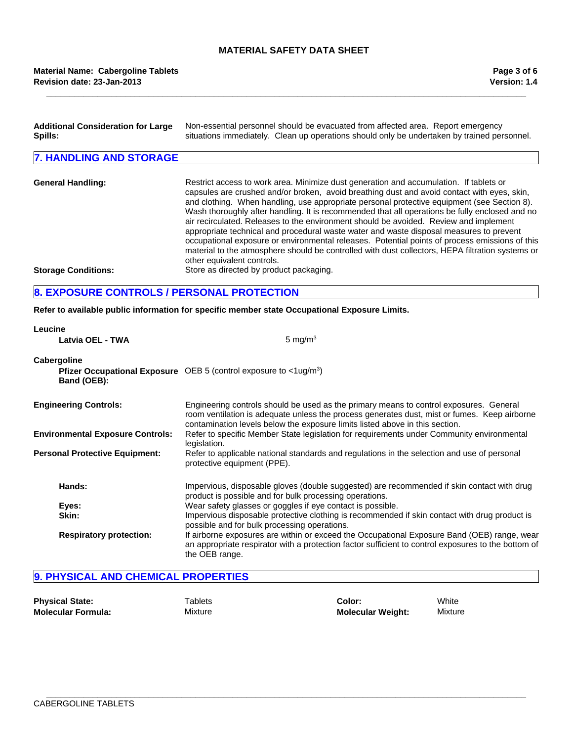**Additional Consideration for Large Spills:** Non-essential personnel should be evacuated from affected area. Report emergency situations immediately. Clean up operations should only be undertaken by trained personnel.

## 7. HANDLING AND STORAGE

**General Handling:** Restrict access to work area. Minimize dust generation and accumulation. If tablets or capsules are crushed and/or broken, avoid breathing dust and avoid contact with eyes, skin, and clothing. When handling, use appropriate personal protective equipment (see Section 8). Wash thoroughly after handling. It is recommended that all operations be fully enclosed and no air recirculated. Releases to the environment should be avoided. Review and implement appropriate technical and procedural waste water and waste disposal measures to prevent occupational exposure or environmental releases. Potential points of process emissions of this material to the atmosphere should be controlled with dust collectors, HEPA filtration systems or other equivalent controls.

**Storage Conditions:** Store as directed by product packaging.

## 8. EXPOSURE CONTROLS / PERSONAL PROTECTION

**Refer to available public information for specific member state Occupational Exposure Limits.**

**Leucine**

**Latvia OEL - TWA** 5 $mg/m^3$

**Cabergoline**

**Pfizer Occupational Exposure Band (OEB):** OEB 5 (control exposure to <1ug/$m^3$)

**Engineering Controls:** Engineering controls should be used as the primary means to control exposures. General room ventilation is adequate unless the process generates dust, mist or fumes. Keep airborne contamination levels below the exposure limits listed above in this section.

**Environmental Exposure Controls:** Refer to specific Member State legislation for requirements under Community environmental legislation.

**Personal Protective Equipment:** Refer to applicable national standards and regulations in the selection and use of personal protective equipment (PPE).

**Hands:** Impervious, disposable gloves (double suggested) are recommended if skin contact with drug product is possible and for bulk processing operations.

**Eyes:** Wear safety glasses or goggles if eye contact is possible.

**Skin:** Impervious disposable protective clothing is recommended if skin contact with drug product is possible and for bulk processing operations.

**Respiratory protection:** If airborne exposures are within or exceed the Occupational Exposure Band (OEB) range, wear an appropriate respirator with a protection factor sufficient to control exposures to the bottom of the OEB range.

## 9. PHYSICAL AND CHEMICAL PROPERTIES

**Physical State:** Tablets

**Color:** White

**Molecular Formula:** Mixture

**Molecular Weight:** Mixture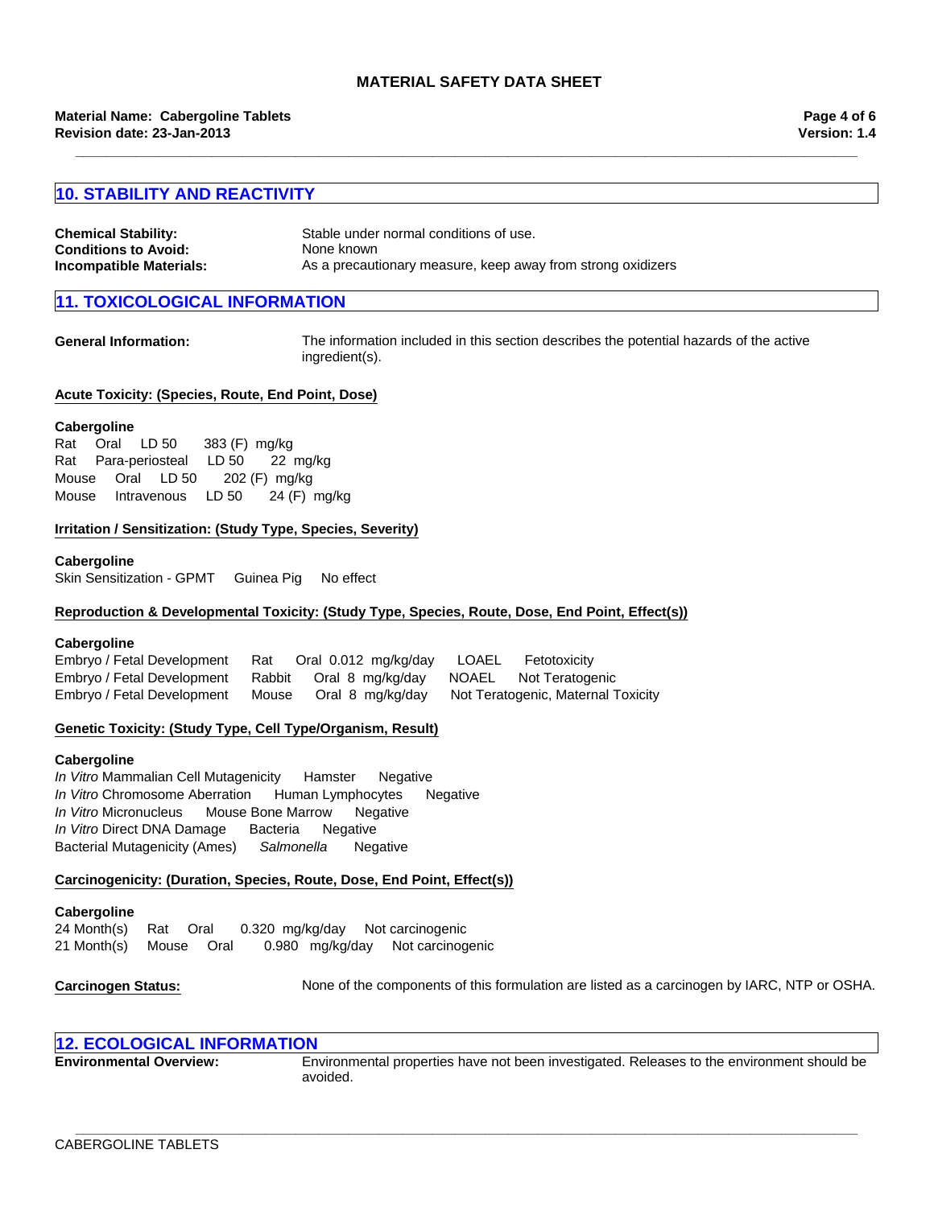## 10. STABILITY AND REACTIVITY

**Chemical Stability:** Stable under normal conditions of use.
**Conditions to Avoid:** None known
**Incompatible Materials:** As a precautionary measure, keep away from strong oxidizers

## 11. TOXICOLOGICAL INFORMATION

**General Information:** The information included in this section describes the potential hazards of the active ingredient(s).

**Acute Toxicity: (Species, Route, End Point, Dose)**

**Cabergoline**

Rat Oral LD 50 383 (F) mg/kg
Rat Para-periosteal LD 50 22 mg/kg
Mouse Oral LD 50 202 (F) mg/kg
Mouse Intravenous LD 50 24 (F) mg/kg

**Irritation / Sensitization: (Study Type, Species, Severity)**

**Cabergoline**

Skin Sensitization - GPMT Guinea Pig No effect

**Reproduction & Developmental Toxicity: (Study Type, Species, Route, Dose, End Point, Effect(s))**

**Cabergoline**

Embryo / Fetal Development Rat Oral 0.012 mg/kg/day LOAEL Fetotoxicity
Embryo / Fetal Development Rabbit Oral 8 mg/kg/day NOAEL Not Teratogenic
Embryo / Fetal Development Mouse Oral 8 mg/kg/day Not Teratogenic, Maternal Toxicity

**Genetic Toxicity: (Study Type, Cell Type/Organism, Result)**

**Cabergoline**

*In Vitro* Mammalian Cell Mutagenicity Hamster Negative
*In Vitro* Chromosome Aberration Human Lymphocytes Negative
*In Vitro* Micronucleus Mouse Bone Marrow Negative
*In Vitro* Direct DNA Damage Bacteria Negative
Bacterial Mutagenicity (Ames) *Salmonella* Negative

**Carcinogenicity: (Duration, Species, Route, Dose, End Point, Effect(s))**

**Cabergoline**

24 Month(s) Rat Oral 0.320 mg/kg/day Not carcinogenic
21 Month(s) Mouse Oral 0.980 mg/kg/day Not carcinogenic

**Carcinogen Status:** None of the components of this formulation are listed as a carcinogen by IARC, NTP or OSHA.

## 12. ECOLOGICAL INFORMATION

**Environmental Overview:** Environmental properties have not been investigated. Releases to the environment should be avoided.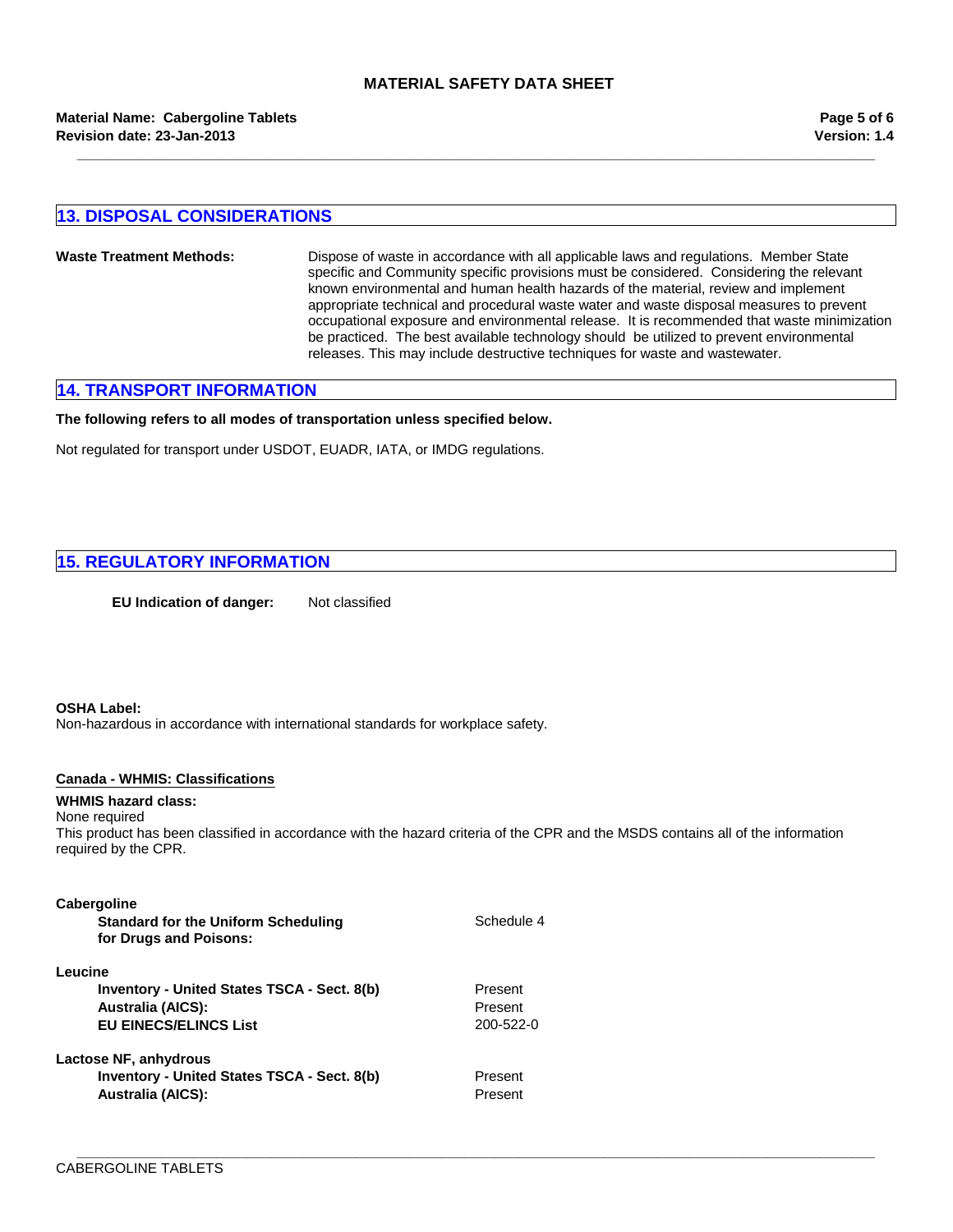## 13. DISPOSAL CONSIDERATIONS

**Waste Treatment Methods:** Dispose of waste in accordance with all applicable laws and regulations. Member State specific and Community specific provisions must be considered. Considering the relevant known environmental and human health hazards of the material, review and implement appropriate technical and procedural waste water and waste disposal measures to prevent occupational exposure and environmental release. It is recommended that waste minimization be practiced. The best available technology should be utilized to prevent environmental releases. This may include destructive techniques for waste and wastewater.

## 14. TRANSPORT INFORMATION

**The following refers to all modes of transportation unless specified below.**

Not regulated for transport under USDOT, EUADR, IATA, or IMDG regulations.

## 15. REGULATORY INFORMATION

**EU Indication of danger:** Not classified

**OSHA Label:**
Non-hazardous in accordance with international standards for workplace safety.

**Canada - WHMIS: Classifications**

**WHMIS hazard class:**
None required
This product has been classified in accordance with the hazard criteria of the CPR and the MSDS contains all of the information required by the CPR.

**Cabergoline**

| | |
|---|---|
| **Standard for the Uniform Scheduling for Drugs and Poisons:** | Schedule 4 |

**Leucine**

| | |
|---|---|
| **Inventory - United States TSCA - Sect. 8(b)** | Present |
| **Australia (AICS):** | Present |
| **EU EINECS/ELINCS List** | 200-522-0 |

**Lactose NF, anhydrous**

| | |
|---|---|
| **Inventory - United States TSCA - Sect. 8(b)** | Present |
| **Australia (AICS):** | Present |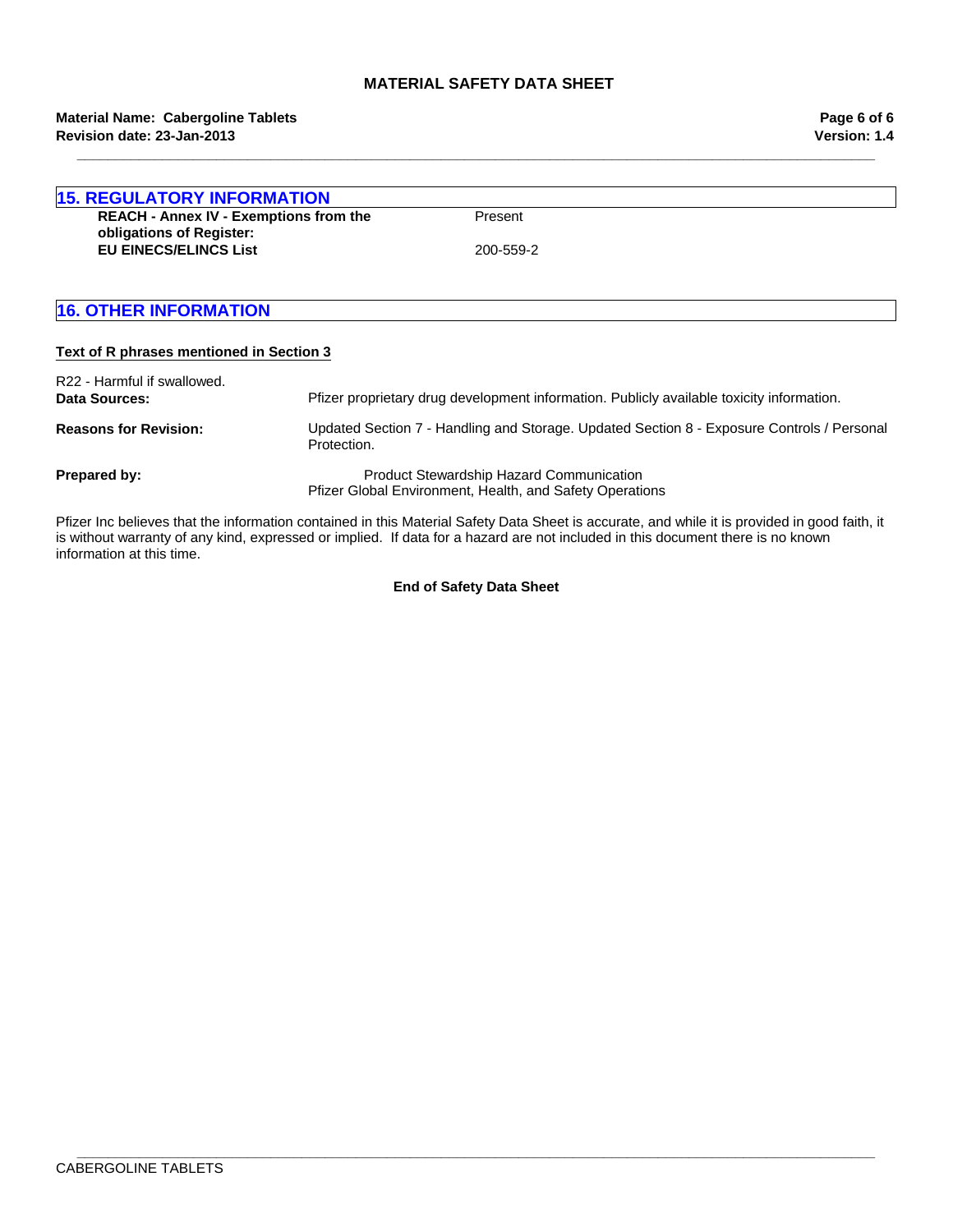## 15. REGULATORY INFORMATION

| | |
|---|---|
| **REACH - Annex IV - Exemptions from the obligations of Register:** | Present |
| **EU EINECS/ELINCS List** | 200-559-2 |

## 16. OTHER INFORMATION

**Text of R phrases mentioned in Section 3**

R22 - Harmful if swallowed.

**Data Sources:** Pfizer proprietary drug development information. Publicly available toxicity information.

**Reasons for Revision:** Updated Section 7 - Handling and Storage. Updated Section 8 - Exposure Controls / Personal Protection.

**Prepared by:** Product Stewardship Hazard Communication
Pfizer Global Environment, Health, and Safety Operations

Pfizer Inc believes that the information contained in this Material Safety Data Sheet is accurate, and while it is provided in good faith, it is without warranty of any kind, expressed or implied. If data for a hazard are not included in this document there is no known information at this time.

**End of Safety Data Sheet**